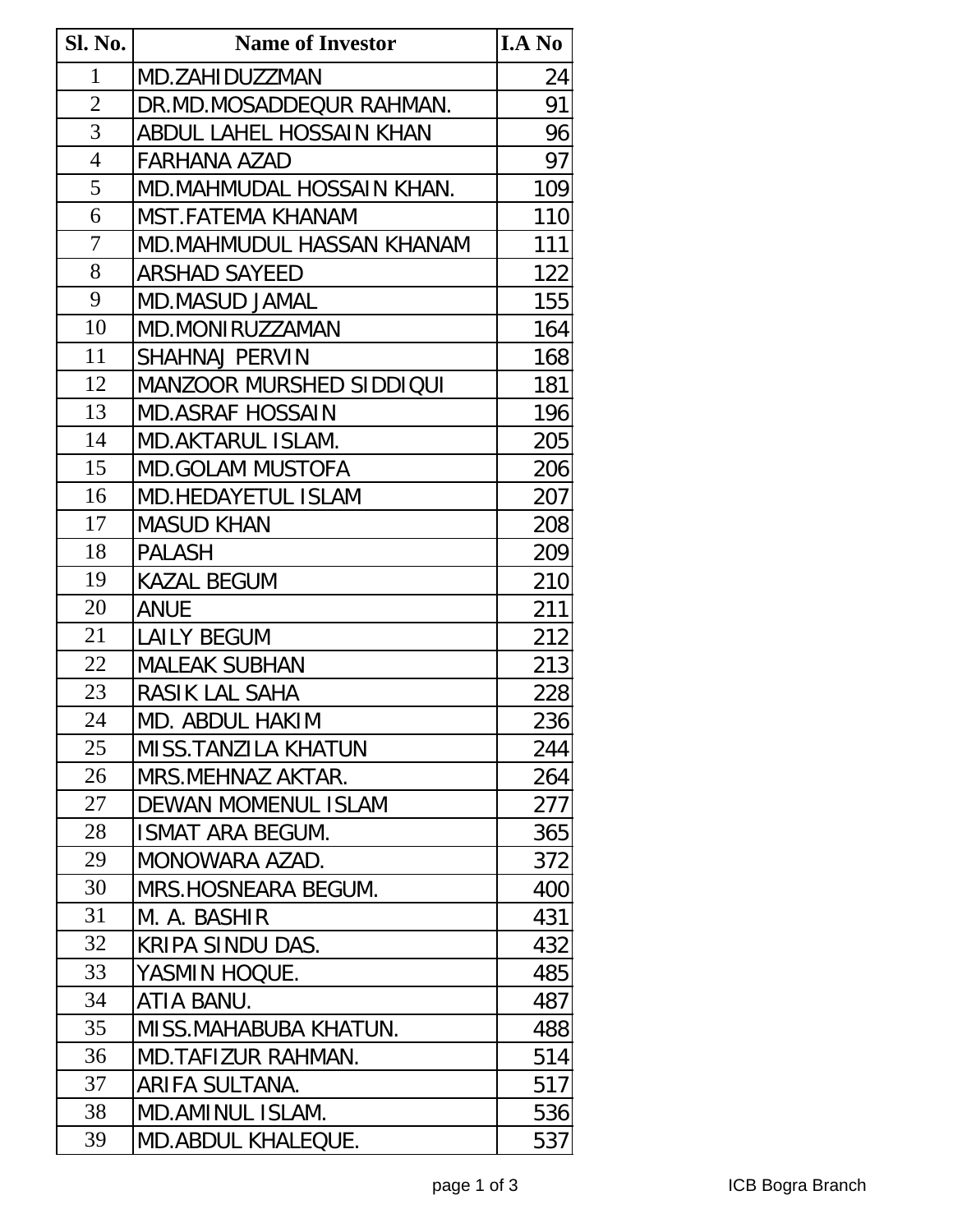| Sl. No. | Name of Investor | I.A No |
|---|---|---|
| 1 | MD.ZAHIDUZZMAN | 24 |
| 2 | DR.MD.MOSADDEQUR RAHMAN. | 91 |
| 3 | ABDUL LAHEL HOSSAIN KHAN | 96 |
| 4 | FARHANA AZAD | 97 |
| 5 | MD.MAHMUDAL HOSSAIN KHAN. | 109 |
| 6 | MST.FATEMA KHANAM | 110 |
| 7 | MD.MAHMUDUL HASSAN KHANAM | 111 |
| 8 | ARSHAD SAYEED | 122 |
| 9 | MD.MASUD JAMAL | 155 |
| 10 | MD.MONIRUZZAMAN | 164 |
| 11 | SHAHNAJ PERVIN | 168 |
| 12 | MANZOOR MURSHED SIDDIQUI | 181 |
| 13 | MD.ASRAF HOSSAIN | 196 |
| 14 | MD.AKTARUL ISLAM. | 205 |
| 15 | MD.GOLAM MUSTOFA | 206 |
| 16 | MD.HEDAYETUL ISLAM | 207 |
| 17 | MASUD KHAN | 208 |
| 18 | PALASH | 209 |
| 19 | KAZAL BEGUM | 210 |
| 20 | ANUE | 211 |
| 21 | LAILY BEGUM | 212 |
| 22 | MALEAK SUBHAN | 213 |
| 23 | RASIK LAL SAHA | 228 |
| 24 | MD. ABDUL HAKIM | 236 |
| 25 | MISS.TANZILA KHATUN | 244 |
| 26 | MRS.MEHNAZ AKTAR. | 264 |
| 27 | DEWAN MOMENUL ISLAM | 277 |
| 28 | ISMAT ARA BEGUM. | 365 |
| 29 | MONOWARA AZAD. | 372 |
| 30 | MRS.HOSNEARA BEGUM. | 400 |
| 31 | M. A. BASHIR | 431 |
| 32 | KRIPA SINDU DAS. | 432 |
| 33 | YASMIN HOQUE. | 485 |
| 34 | ATIA BANU. | 487 |
| 35 | MISS.MAHABUBA KHATUN. | 488 |
| 36 | MD.TAFIZUR RAHMAN. | 514 |
| 37 | ARIFA SULTANA. | 517 |
| 38 | MD.AMINUL ISLAM. | 536 |
| 39 | MD.ABDUL KHALEQUE. | 537 |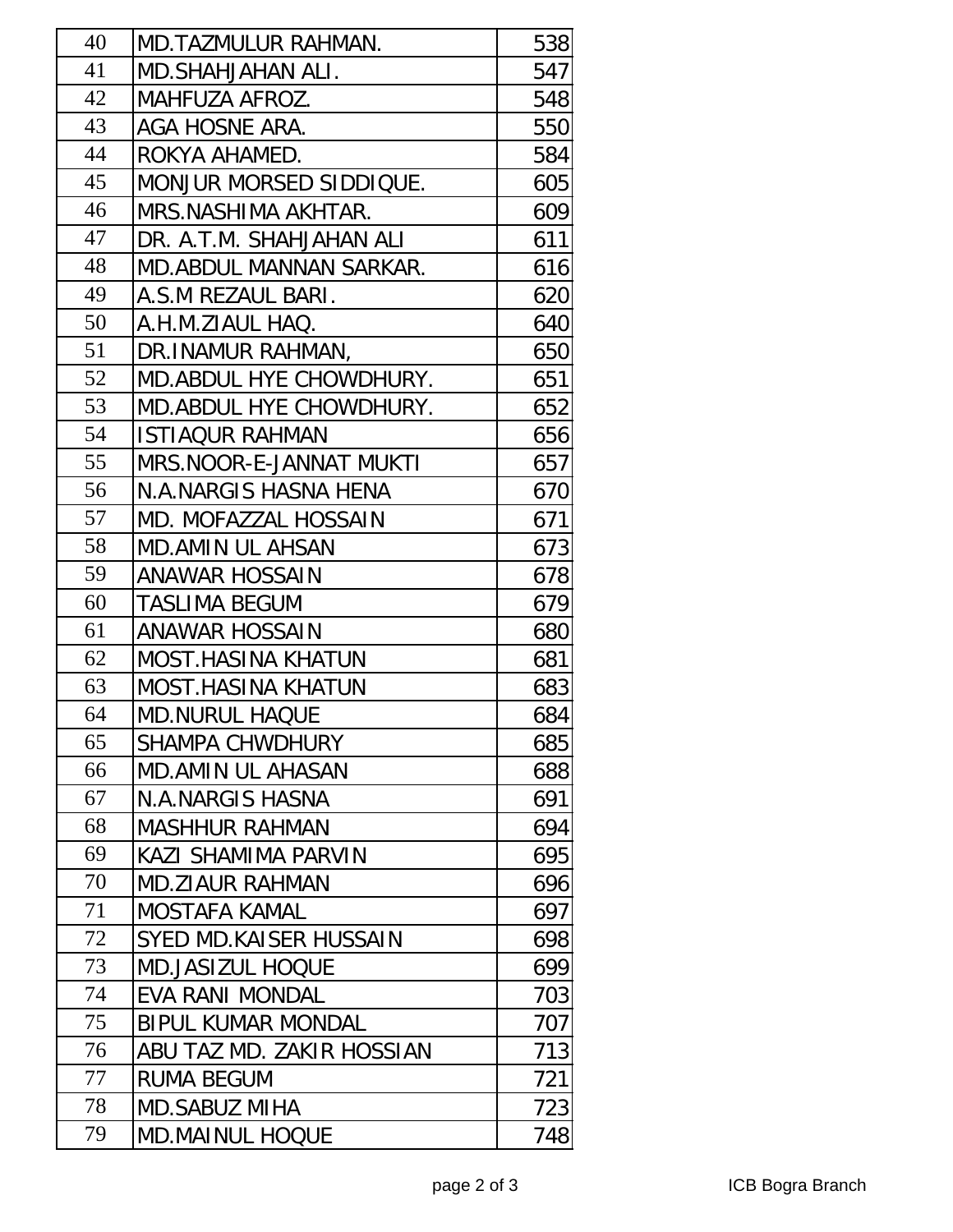| | | |
|---|---|---|
| 40 | MD.TAZMULUR RAHMAN. | 538 |
| 41 | MD.SHAHJAHAN ALI. | 547 |
| 42 | MAHFUZA AFROZ. | 548 |
| 43 | AGA HOSNE ARA. | 550 |
| 44 | ROKYA AHAMED. | 584 |
| 45 | MONJUR MORSED SIDDIQUE. | 605 |
| 46 | MRS.NASHIMA AKHTAR. | 609 |
| 47 | DR. A.T.M. SHAHJAHAN ALI | 611 |
| 48 | MD.ABDUL MANNAN SARKAR. | 616 |
| 49 | A.S.M REZAUL BARI. | 620 |
| 50 | A.H.M.ZIAUL HAQ. | 640 |
| 51 | DR.INAMUR RAHMAN, | 650 |
| 52 | MD.ABDUL HYE CHOWDHURY. | 651 |
| 53 | MD.ABDUL HYE CHOWDHURY. | 652 |
| 54 | ISTIAQUR RAHMAN | 656 |
| 55 | MRS.NOOR-E-JANNAT MUKTI | 657 |
| 56 | N.A.NARGIS HASNA HENA | 670 |
| 57 | MD. MOFAZZAL HOSSAIN | 671 |
| 58 | MD.AMIN UL AHSAN | 673 |
| 59 | ANAWAR HOSSAIN | 678 |
| 60 | TASLIMA BEGUM | 679 |
| 61 | ANAWAR HOSSAIN | 680 |
| 62 | MOST.HASINA KHATUN | 681 |
| 63 | MOST.HASINA KHATUN | 683 |
| 64 | MD.NURUL HAQUE | 684 |
| 65 | SHAMPA CHWDHURY | 685 |
| 66 | MD.AMIN UL AHASAN | 688 |
| 67 | N.A.NARGIS HASNA | 691 |
| 68 | MASHHUR RAHMAN | 694 |
| 69 | KAZI SHAMIMA PARVIN | 695 |
| 70 | MD.ZIAUR RAHMAN | 696 |
| 71 | MOSTAFA KAMAL | 697 |
| 72 | SYED MD.KAISER HUSSAIN | 698 |
| 73 | MD.JASIZUL HOQUE | 699 |
| 74 | EVA RANI MONDAL | 703 |
| 75 | BIPUL KUMAR MONDAL | 707 |
| 76 | ABU TAZ MD. ZAKIR HOSSIAN | 713 |
| 77 | RUMA BEGUM | 721 |
| 78 | MD.SABUZ MIHA | 723 |
| 79 | MD.MAINUL HOQUE | 748 |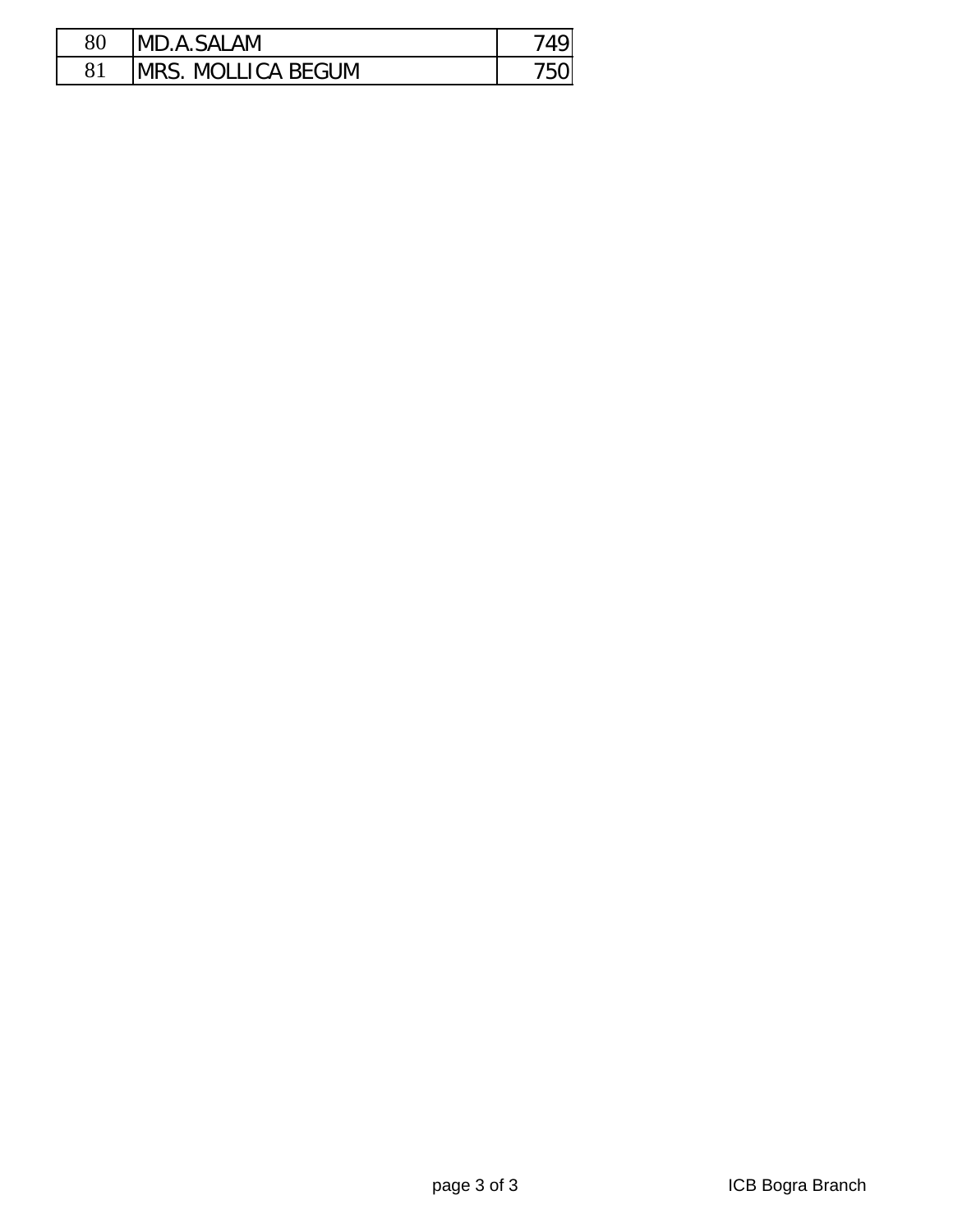| | | |
|---|---|---|
| 80 | MD.A.SALAM | 749 |
| 81 | MRS. MOLLICA BEGUM | 750 |